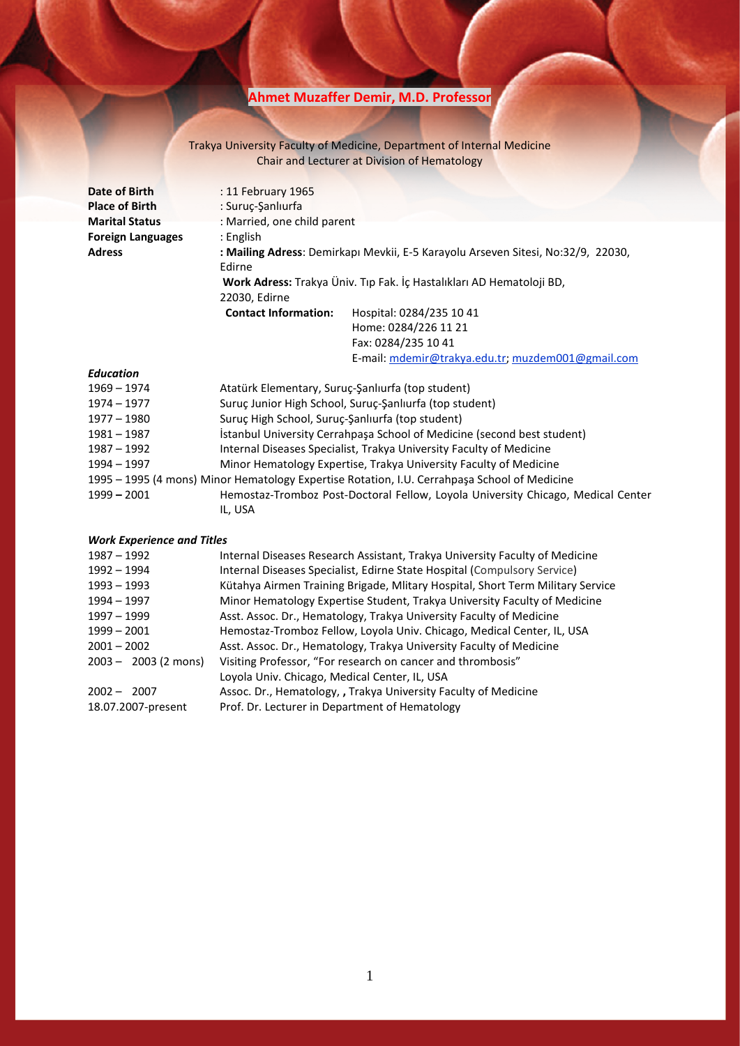# Ahmet Muzaffer Demir, M.D. Professor

Trakya University Faculty of Medicine, Department of Internal Medicine
Chair and Lecturer at Division of Hematology

| | |
|---|---|
| **Date of Birth** | : 11 February 1965 |
| **Place of Birth** | : Suruç-Şanlıurfa |
| **Marital Status** | : Married, one child parent |
| **Foreign Languages** | : English |
| **Adress** | **: Mailing Adress**: Demirkapı Mevkii, E-5 Karayolu Arseven Sitesi, No:32/9, 22030, Edirne |
| | **Work Adress:** Trakya Üniv. Tıp Fak. İç Hastalıkları AD Hematoloji BD, 22030, Edirne |
| | **Contact Information:** Hospital: 0284/235 10 41 |
| | Home: 0284/226 11 21 |
| | Fax: 0284/235 10 41 |
| | E-mail: mdemir@trakya.edu.tr; muzdem001@gmail.com |

***Education***

| | |
|---|---|
| 1969 – 1974 | Atatürk Elementary, Suruç-Şanlıurfa (top student) |
| 1974 – 1977 | Suruç Junior High School, Suruç-Şanlıurfa (top student) |
| 1977 – 1980 | Suruç High School, Suruç-Şanlıurfa (top student) |
| 1981 – 1987 | İstanbul University Cerrahpaşa School of Medicine (second best student) |
| 1987 – 1992 | Internal Diseases Specialist, Trakya University Faculty of Medicine |
| 1994 – 1997 | Minor Hematology Expertise, Trakya University Faculty of Medicine |
| 1995 – 1995 (4 mons) | Minor Hematology Expertise Rotation, I.U. Cerrahpaşa School of Medicine |
| 1999 **–** 2001 | Hemostaz-Tromboz Post-Doctoral Fellow, Loyola University Chicago, Medical Center IL, USA |

***Work Experience and Titles***

| | |
|---|---|
| 1987 – 1992 | Internal Diseases Research Assistant, Trakya University Faculty of Medicine |
| 1992 – 1994 | Internal Diseases Specialist, Edirne State Hospital (Compulsory Service) |
| 1993 – 1993 | Kütahya Airmen Training Brigade, Mlitary Hospital, Short Term Military Service |
| 1994 – 1997 | Minor Hematology Expertise Student, Trakya University Faculty of Medicine |
| 1997 – 1999 | Asst. Assoc. Dr., Hematology, Trakya University Faculty of Medicine |
| 1999 – 2001 | Hemostaz-Tromboz Fellow, Loyola Univ. Chicago, Medical Center, IL, USA |
| 2001 – 2002 | Asst. Assoc. Dr., Hematology, Trakya University Faculty of Medicine |
| 2003 – 2003 (2 mons) | Visiting Professor, "For research on cancer and thrombosis" Loyola Univ. Chicago, Medical Center, IL, USA |
| 2002 – 2007 | Assoc. Dr., Hematology, **,** Trakya University Faculty of Medicine |
| 18.07.2007-present | Prof. Dr. Lecturer in Department of Hematology |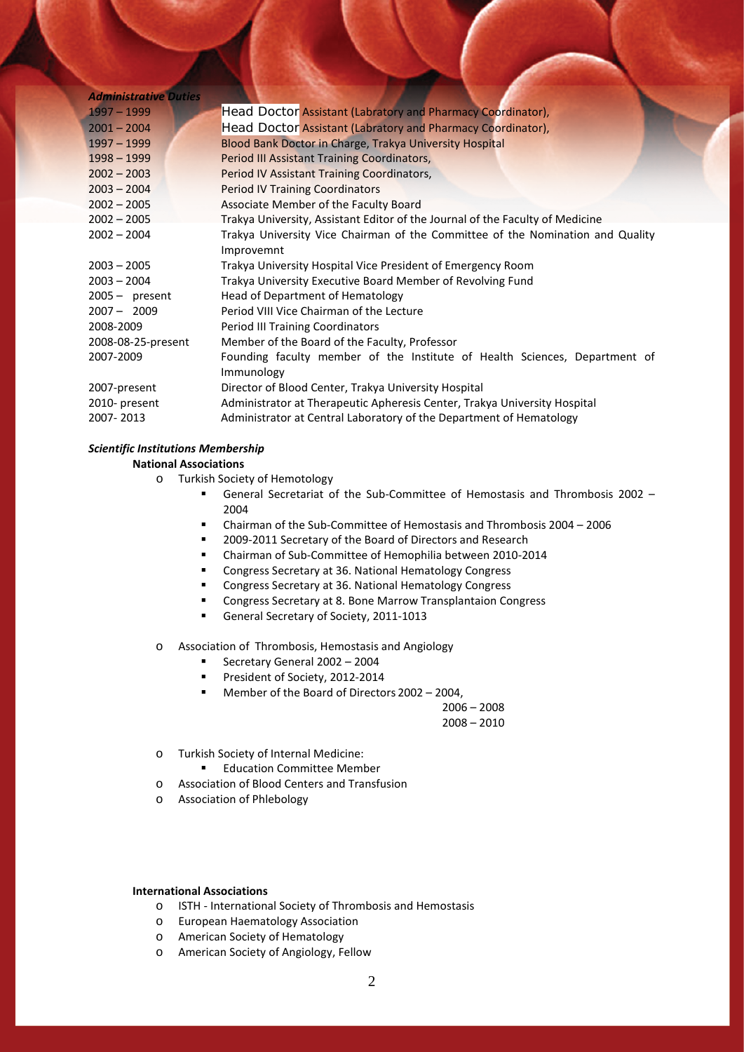***Administrative Duties***

| | |
|---|---|
| 1997 – 1999 | Head Doctor Assistant (Labratory and Pharmacy Coordinator), |
| 2001 – 2004 | Head Doctor Assistant (Labratory and Pharmacy Coordinator), |
| 1997 – 1999 | Blood Bank Doctor in Charge, Trakya University Hospital |
| 1998 – 1999 | Period III Assistant Training Coordinators, |
| 2002 – 2003 | Period IV Assistant Training Coordinators, |
| 2003 – 2004 | Period IV Training Coordinators |
| 2002 – 2005 | Associate Member of the Faculty Board |
| 2002 – 2005 | Trakya University, Assistant Editor of the Journal of the Faculty of Medicine |
| 2002 – 2004 | Trakya University Vice Chairman of the Committee of the Nomination and Quality Improvemnt |
| 2003 – 2005 | Trakya University Hospital Vice President of Emergency Room |
| 2003 – 2004 | Trakya University Executive Board Member of Revolving Fund |
| 2005 – present | Head of Department of Hematology |
| 2007 – 2009 | Period VIII Vice Chairman of the Lecture |
| 2008-2009 | Period III Training Coordinators |
| 2008-08-25-present | Member of the Board of the Faculty, Professor |
| 2007-2009 | Founding faculty member of the Institute of Health Sciences, Department of Immunology |
| 2007-present | Director of Blood Center, Trakya University Hospital |
| 2010- present | Administrator at Therapeutic Apheresis Center, Trakya University Hospital |
| 2007- 2013 | Administrator at Central Laboratory of the Department of Hematology |

***Scientific Institutions Membership***

**National Associations**

- Turkish Society of Hemotology
  - General Secretariat of the Sub-Committee of Hemostasis and Thrombosis 2002 – 2004
  - Chairman of the Sub-Committee of Hemostasis and Thrombosis 2004 – 2006
  - 2009-2011 Secretary of the Board of Directors and Research
  - Chairman of Sub-Committee of Hemophilia between 2010-2014
  - Congress Secretary at 36. National Hematology Congress
  - Congress Secretary at 36. National Hematology Congress
  - Congress Secretary at 8. Bone Marrow Transplantaion Congress
  - General Secretary of Society, 2011-1013
- Association of Thrombosis, Hemostasis and Angiology
  - Secretary General 2002 – 2004
  - President of Society, 2012-2014
  - Member of the Board of Directors 2002 – 2004,
    2006 – 2008
    2008 – 2010
- Turkish Society of Internal Medicine:
  - Education Committee Member
- Association of Blood Centers and Transfusion
- Association of Phlebology

**International Associations**

- ISTH - International Society of Thrombosis and Hemostasis
- European Haematology Association
- American Society of Hematology
- American Society of Angiology, Fellow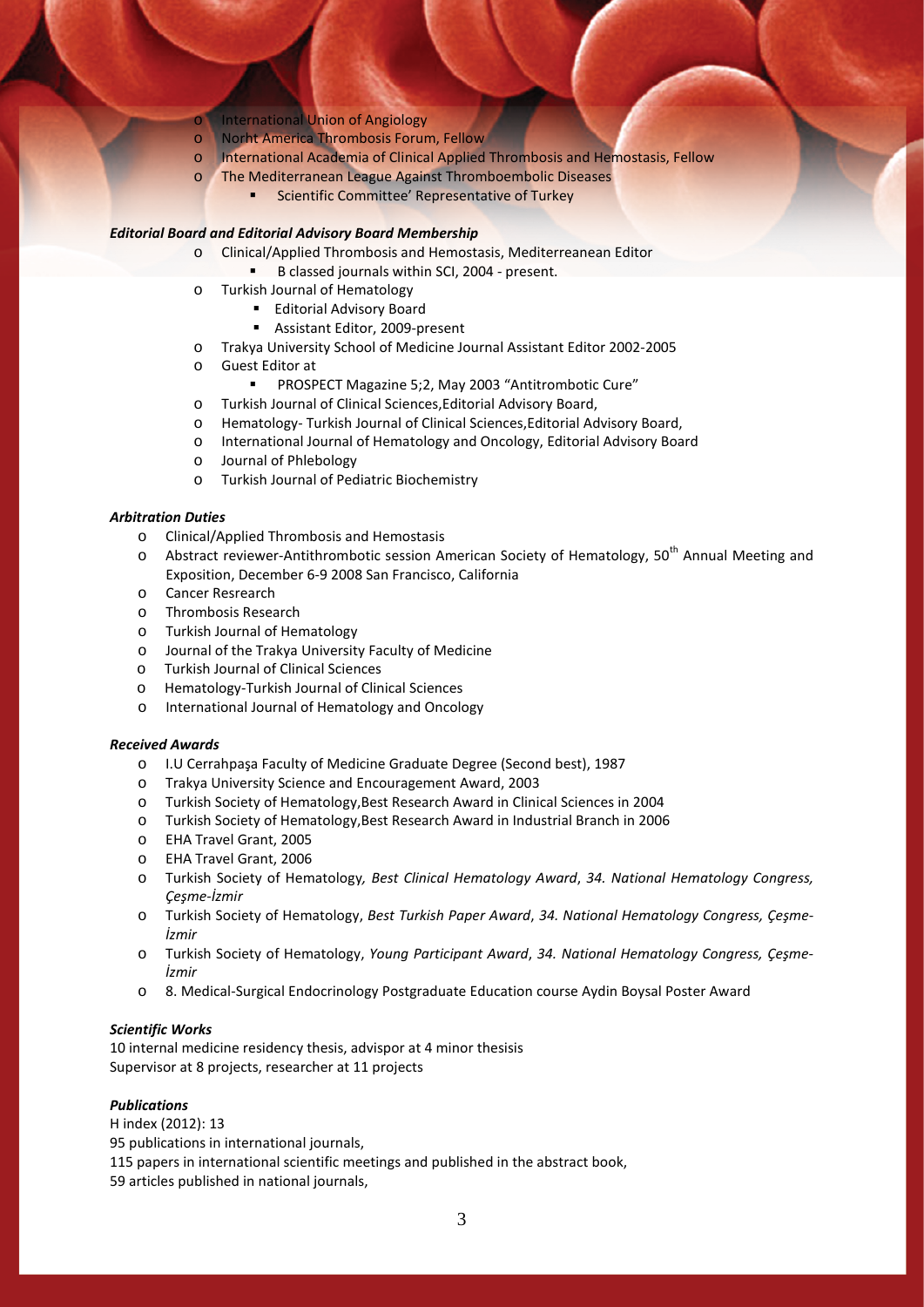- International Union of Angiology
- Norht America Thrombosis Forum, Fellow
- International Academia of Clinical Applied Thrombosis and Hemostasis, Fellow
- The Mediterranean League Against Thromboembolic Diseases
  - Scientific Committee' Representative of Turkey

***Editorial Board and Editorial Advisory Board Membership***

- Clinical/Applied Thrombosis and Hemostasis, Mediterreanean Editor
  - B classed journals within SCI, 2004 - present.
- Turkish Journal of Hematology
  - Editorial Advisory Board
  - Assistant Editor, 2009-present
- Trakya University School of Medicine Journal Assistant Editor 2002-2005
- Guest Editor at
  - PROSPECT Magazine 5;2, May 2003 "Antitrombotic Cure"
- Turkish Journal of Clinical Sciences,Editorial Advisory Board,
- Hematology- Turkish Journal of Clinical Sciences,Editorial Advisory Board,
- International Journal of Hematology and Oncology, Editorial Advisory Board
- Journal of Phlebology
- Turkish Journal of Pediatric Biochemistry

***Arbitration Duties***

- Clinical/Applied Thrombosis and Hemostasis
- Abstract reviewer-Antithrombotic session American Society of Hematology, 50th Annual Meeting and Exposition, December 6-9 2008 San Francisco, California
- Cancer Resrearch
- Thrombosis Research
- Turkish Journal of Hematology
- Journal of the Trakya University Faculty of Medicine
- Turkish Journal of Clinical Sciences
- Hematology-Turkish Journal of Clinical Sciences
- International Journal of Hematology and Oncology

***Received Awards***

- I.U Cerrahpaşa Faculty of Medicine Graduate Degree (Second best), 1987
- Trakya University Science and Encouragement Award, 2003
- Turkish Society of Hematology,Best Research Award in Clinical Sciences in 2004
- Turkish Society of Hematology,Best Research Award in Industrial Branch in 2006
- EHA Travel Grant, 2005
- EHA Travel Grant, 2006
- Turkish Society of Hematology*, Best Clinical Hematology Award*, *34. National Hematology Congress, Çeşme-İzmir*
- Turkish Society of Hematology, *Best Turkish Paper Award*, *34. National Hematology Congress, Çeşme-İzmir*
- Turkish Society of Hematology, *Young Participant Award*, *34. National Hematology Congress, Çeşme-İzmir*
- 8. Medical-Surgical Endocrinology Postgraduate Education course Aydin Boysal Poster Award

***Scientific Works***

10 internal medicine residency thesis, advispor at 4 minor thesisis
Supervisor at 8 projects, researcher at 11 projects

***Publications***

H index (2012): 13
95 publications in international journals,
115 papers in international scientific meetings and published in the abstract book,
59 articles published in national journals,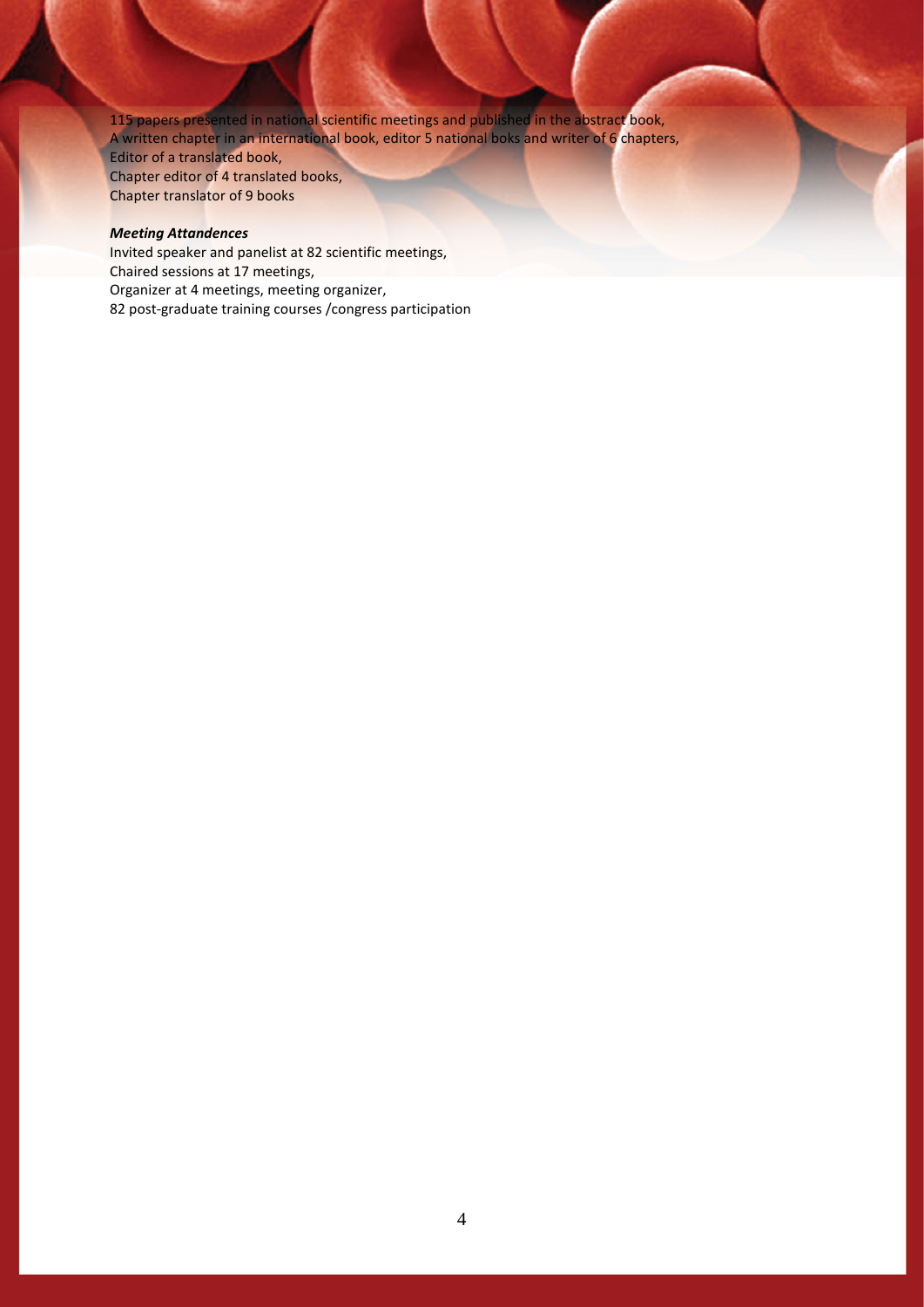115 papers presented in national scientific meetings and published in the abstract book,
A written chapter in an international book, editor 5 national boks and writer of 6 chapters,
Editor of a translated book,
Chapter editor of 4 translated books,
Chapter translator of 9 books

***Meeting Attandences***

Invited speaker and panelist at 82 scientific meetings,
Chaired sessions at 17 meetings,
Organizer at 4 meetings, meeting organizer,
82 post-graduate training courses /congress participation